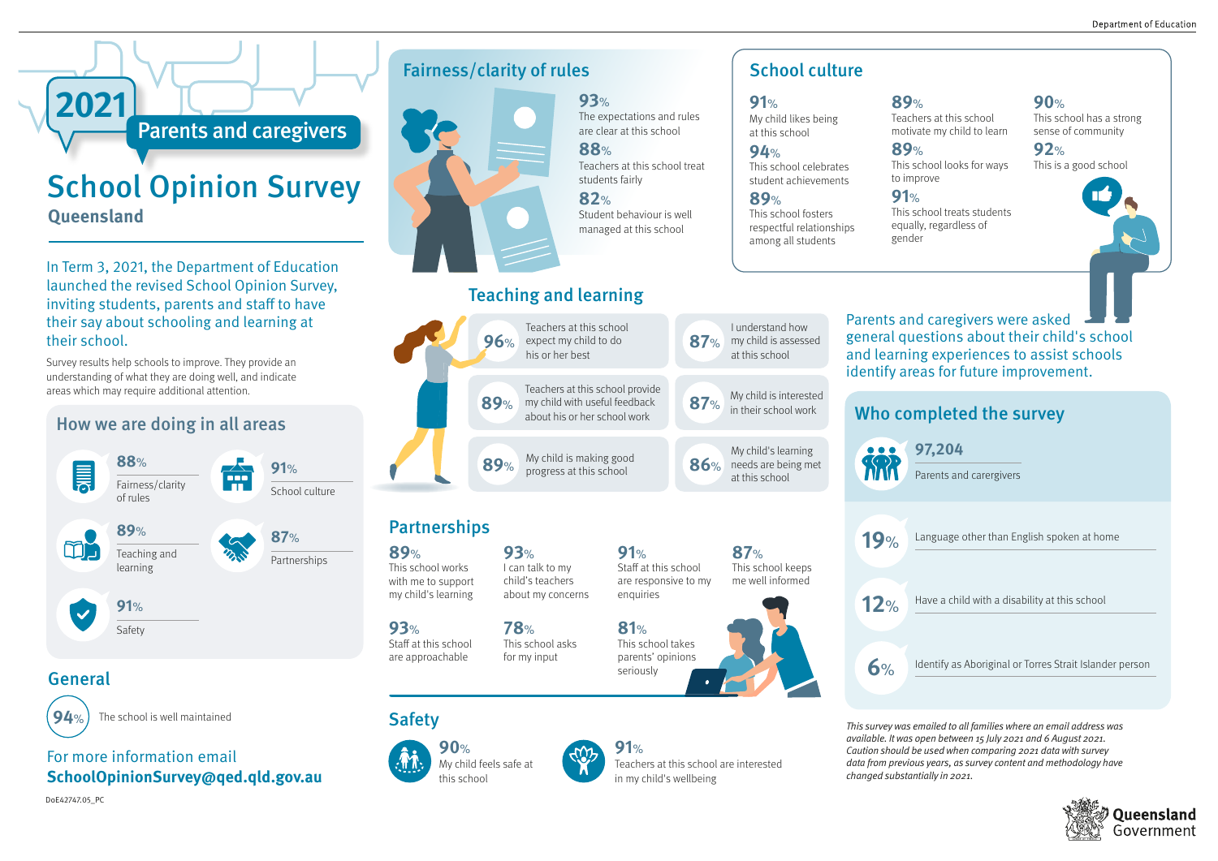# 2021 Parents and caregivers

# School Opinion Survey

## Queensland

In Term 3, 2021, the Department of Education launched the revised School Opinion Survey, inviting students, parents and staff to have their say about schooling and learning at their school.

Survey results help schools to improve. They provide an understanding of what they are doing well, and indicate areas which may require additional attention.

## How we are doing in all areas

- **88%** Fairness/clarity of rules
- **91%** School culture
- **89%** Teaching and learning
- **87%** Partnerships
- **91%** Safety

## General

- **94%** The school is well maintained

For more information email **SchoolOpinionSurvey@qed.qld.gov.au**

## Fairness/clarity of rules

- **93%** The expectations and rules are clear at this school
- **88%** Teachers at this school treat students fairly
- **82%** Student behaviour is well managed at this school

## School culture

- **91%** My child likes being at this school
- **94%** This school celebrates student achievements
- **89%** This school fosters respectful relationships among all students
- **89%** Teachers at this school motivate my child to learn
- **89%** This school looks for ways to improve
- **91%** This school treats students equally, regardless of gender
- **90%** This school has a strong sense of community
- **92%** This is a good school

## Teaching and learning

- **96%** Teachers at this school expect my child to do his or her best
- **89%** Teachers at this school provide my child with useful feedback about his or her school work
- **89%** My child is making good progress at this school
- **87%** I understand how my child is assessed at this school
- **87%** My child is interested in their school work
- **86%** My child's learning needs are being met at this school

## Partnerships

- **89%** This school works with me to support my child's learning
- **93%** I can talk to my child's teachers about my concerns
- **91%** Staff at this school are responsive to my enquiries
- **87%** This school keeps me well informed
- **93%** Staff at this school are approachable
- **78%** This school asks for my input
- **81%** This school takes parents' opinions seriously

## Safety

- **90%** My child feels safe at this school
- **91%** Teachers at this school are interested in my child's wellbeing

Parents and caregivers were asked general questions about their child's school and learning experiences to assist schools identify areas for future improvement.

## Who completed the survey

- **97,204** Parents and caregivers
- **19%** Language other than English spoken at home
- **12%** Have a child with a disability at this school
- **6%** Identify as Aboriginal or Torres Strait Islander person

*This survey was emailed to all families where an email address was available. It was open between 15 July 2021 and 6 August 2021. Caution should be used when comparing 2021 data with survey data from previous years, as survey content and methodology have changed substantially in 2021.*

DoE42747.05_PC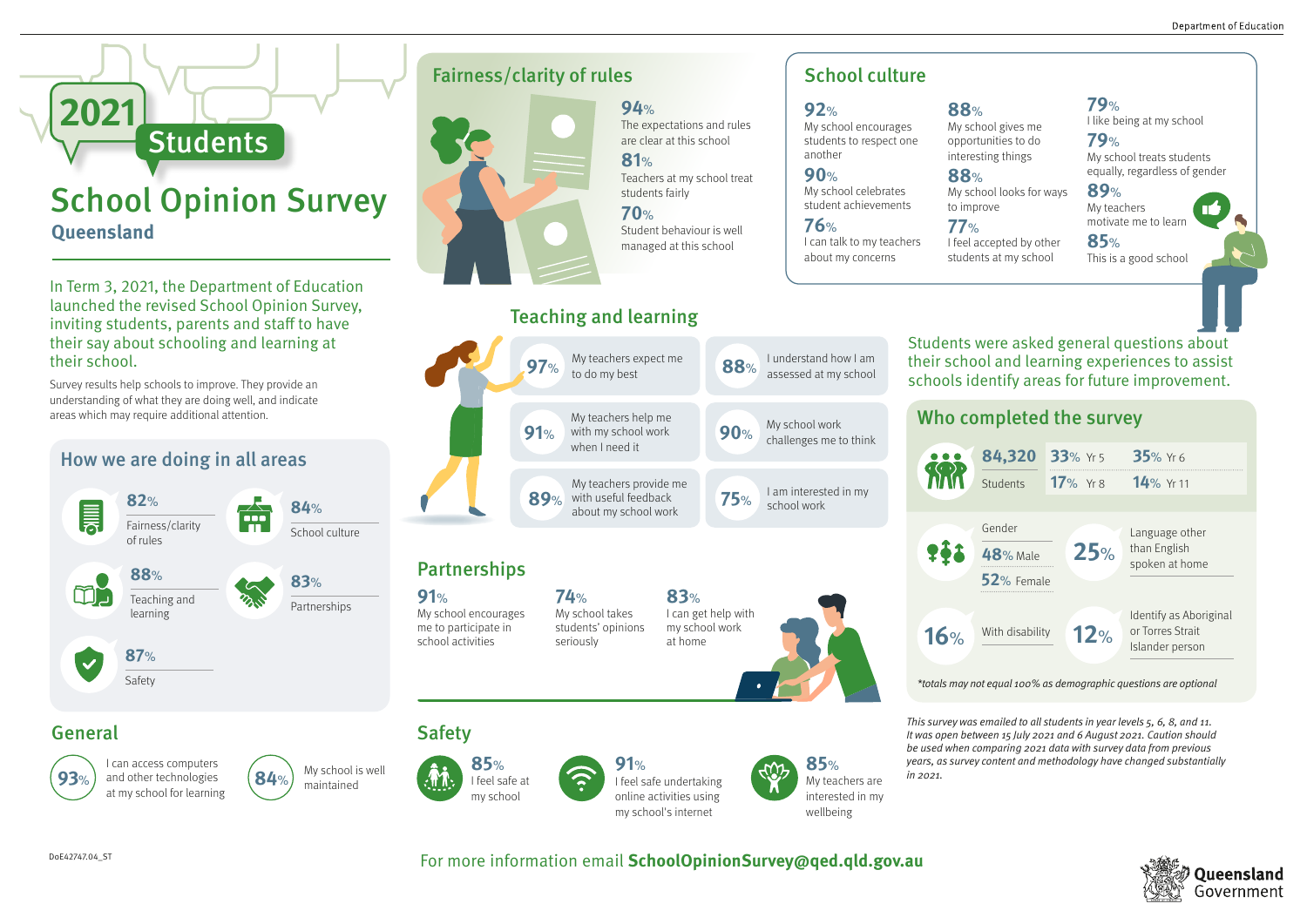# 2021 Students

# School Opinion Survey

## Queensland

In Term 3, 2021, the Department of Education launched the revised School Opinion Survey, inviting students, parents and staff to have their say about schooling and learning at their school.

Survey results help schools to improve. They provide an understanding of what they are doing well, and indicate areas which may require additional attention.

## How we are doing in all areas

- **82%** Fairness/clarity of rules
- **84%** School culture
- **88%** Teaching and learning
- **83%** Partnerships
- **87%** Safety

## General

- **93%** I can access computers and other technologies at my school for learning
- **84%** My school is well maintained

## Fairness/clarity of rules

- **94%** The expectations and rules are clear at this school
- **81%** Teachers at my school treat students fairly
- **70%** Student behaviour is well managed at this school

## School culture

- **92%** My school encourages students to respect one another
- **90%** My school celebrates student achievements
- **76%** I can talk to my teachers about my concerns
- **88%** My school gives me opportunities to do interesting things
- **88%** My school looks for ways to improve
- **77%** I feel accepted by other students at my school
- **79%** I like being at my school
- **79%** My school treats students equally, regardless of gender
- **89%** My teachers motivate me to learn
- **85%** This is a good school

## Teaching and learning

- **97%** My teachers expect me to do my best
- **88%** I understand how I am assessed at my school
- **91%** My teachers help me with my school work when I need it
- **90%** My school work challenges me to think
- **89%** My teachers provide me with useful feedback about my school work
- **75%** I am interested in my school work

## Partnerships

- **91%** My school encourages me to participate in school activities
- **74%** My school takes students' opinions seriously
- **83%** I can get help with my school work at home

## Safety

- **85%** I feel safe at my school
- **91%** I feel safe undertaking online activities using my school's internet
- **85%** My teachers are interested in my wellbeing

Students were asked general questions about their school and learning experiences to assist schools identify areas for future improvement.

## Who completed the survey

**84,320** Students

| | |
|---|---|
| 33% Yr 5 | 35% Yr 6 |
| 17% Yr 8 | 14% Yr 11 |

Gender
- **48%** Male
- **52%** Female

**25%** Language other than English spoken at home

**16%** With disability

**12%** Identify as Aboriginal or Torres Strait Islander person

*\*totals may not equal 100% as demographic questions are optional*

*This survey was emailed to all students in year levels 5, 6, 8, and 11. It was open between 15 July 2021 and 6 August 2021. Caution should be used when comparing 2021 data with survey data from previous years, as survey content and methodology have changed substantially in 2021.*

For more information email **SchoolOpinionSurvey@qed.qld.gov.au**

DoE42747.04_ST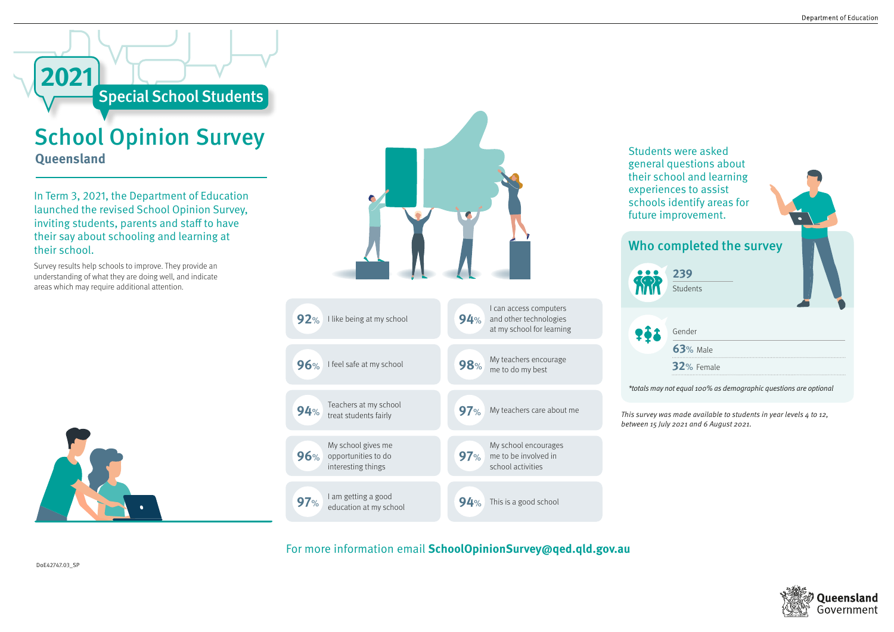# 2021 Special School Students

# School Opinion Survey

## Queensland

In Term 3, 2021, the Department of Education launched the revised School Opinion Survey, inviting students, parents and staff to have their say about schooling and learning at their school.

Survey results help schools to improve. They provide an understanding of what they are doing well, and indicate areas which may require additional attention.

| | |
|---|---|
| **92%** I like being at my school | **94%** I can access computers and other technologies at my school for learning |
| **96%** I feel safe at my school | **98%** My teachers encourage me to do my best |
| **94%** Teachers at my school treat students fairly | **97%** My teachers care about me |
| **96%** My school gives me opportunities to do interesting things | **97%** My school encourages me to be involved in school activities |
| **97%** I am getting a good education at my school | **94%** This is a good school |

Students were asked general questions about their school and learning experiences to assist schools identify areas for future improvement.

## Who completed the survey

**239** Students

Gender

**63%** Male

**32%** Female

*\*totals may not equal 100% as demographic questions are optional*

*This survey was made available to students in year levels 4 to 12, between 15 July 2021 and 6 August 2021.*

For more information email **SchoolOpinionSurvey@qed.qld.gov.au**

DoE42747.03_SP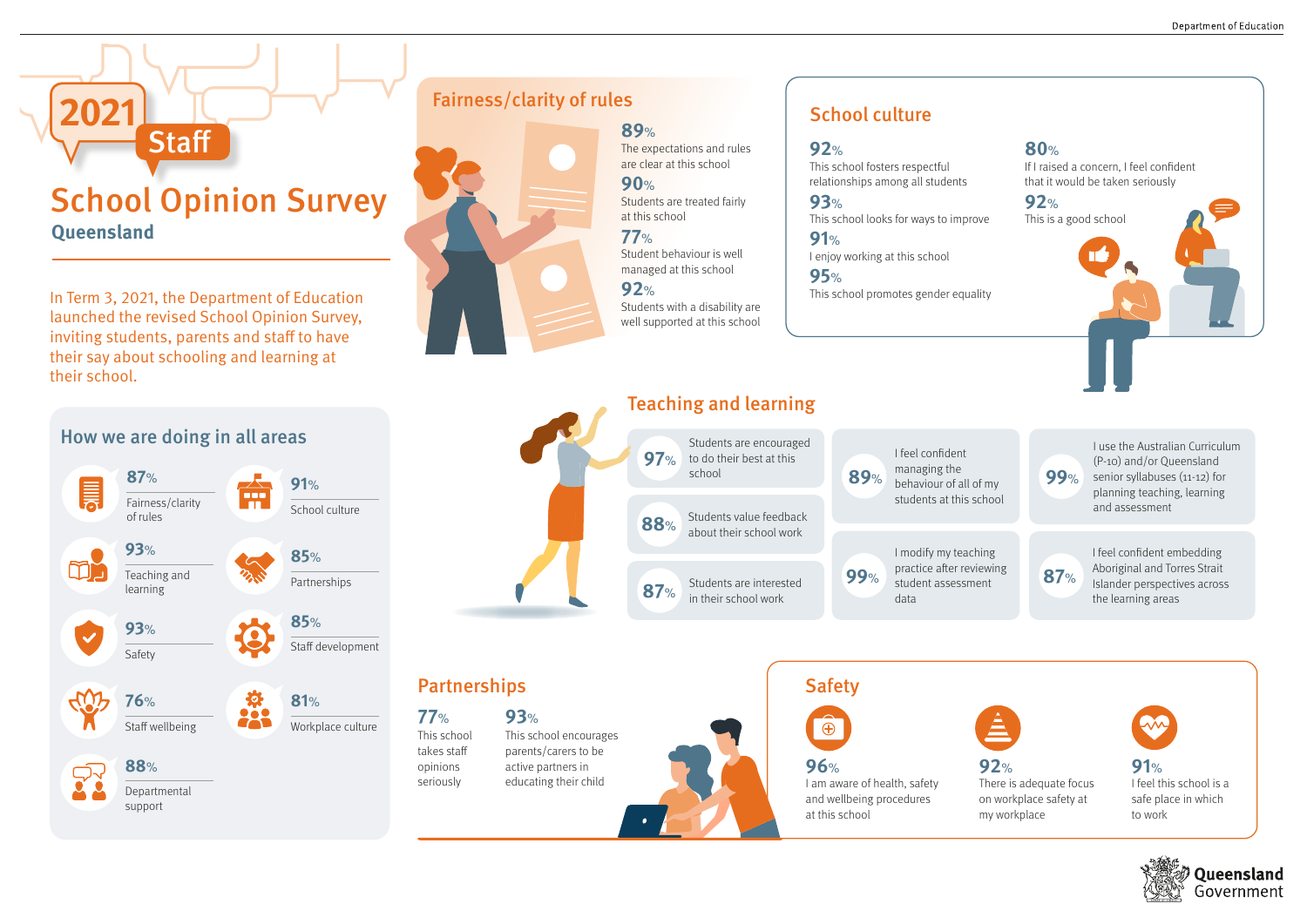# 2021 Staff

# School Opinion Survey

## Queensland

In Term 3, 2021, the Department of Education launched the revised School Opinion Survey, inviting students, parents and staff to have their say about schooling and learning at their school.

## How we are doing in all areas

- **87%** Fairness/clarity of rules
- **91%** School culture
- **93%** Teaching and learning
- **85%** Partnerships
- **93%** Safety
- **85%** Staff development
- **76%** Staff wellbeing
- **81%** Workplace culture
- **88%** Departmental support

## Fairness/clarity of rules

- **89%** The expectations and rules are clear at this school
- **90%** Students are treated fairly at this school
- **77%** Student behaviour is well managed at this school
- **92%** Students with a disability are well supported at this school

## School culture

- **92%** This school fosters respectful relationships among all students
- **93%** This school looks for ways to improve
- **91%** I enjoy working at this school
- **95%** This school promotes gender equality
- **80%** If I raised a concern, I feel confident that it would be taken seriously
- **92%** This is a good school

## Teaching and learning

- **97%** Students are encouraged to do their best at this school
- **88%** Students value feedback about their school work
- **87%** Students are interested in their school work
- **89%** I feel confident managing the behaviour of all of my students at this school
- **99%** I modify my teaching practice after reviewing student assessment data
- **99%** I use the Australian Curriculum (P-10) and/or Queensland senior syllabuses (11-12) for planning teaching, learning and assessment
- **87%** I feel confident embedding Aboriginal and Torres Strait Islander perspectives across the learning areas

## Partnerships

- **77%** This school takes staff opinions seriously
- **93%** This school encourages parents/carers to be active partners in educating their child

## Safety

- **96%** I am aware of health, safety and wellbeing procedures at this school
- **92%** There is adequate focus on workplace safety at my workplace
- **91%** I feel this school is a safe place in which to work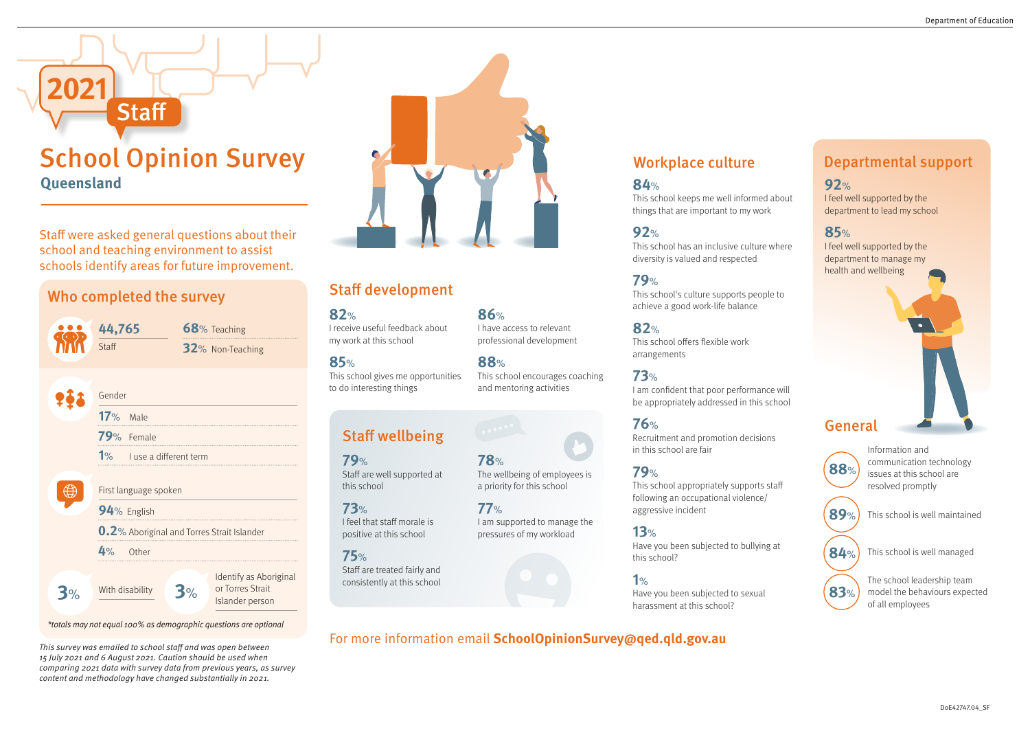# 2021 Staff

# School Opinion Survey

## Queensland

Staff were asked general questions about their school and teaching environment to assist schools identify areas for future improvement.

## Who completed the survey

**44,765** Staff

**68%** Teaching

**32%** Non-Teaching

Gender

**17%** Male

**79%** Female

**1%** I use a different term

First language spoken

**94%** English

**0.2%** Aboriginal and Torres Strait Islander

**4%** Other

**3%** With disability

**3%** Identify as Aboriginal or Torres Strait Islander person

*\*totals may not equal 100% as demographic questions are optional*

*This survey was emailed to school staff and was open between 15 July 2021 and 6 August 2021. Caution should be used when comparing 2021 data with survey data from previous years, as survey content and methodology have changed substantially in 2021.*

## Staff development

**82%** I receive useful feedback about my work at this school

**86%** I have access to relevant professional development

**85%** This school gives me opportunities to do interesting things

**88%** This school encourages coaching and mentoring activities

## Staff wellbeing

**79%** Staff are well supported at this school

**78%** The wellbeing of employees is a priority for this school

**73%** I feel that staff morale is positive at this school

**77%** I am supported to manage the pressures of my workload

**75%** Staff are treated fairly and consistently at this school

## Workplace culture

**84%** This school keeps me well informed about things that are important to my work

**92%** This school has an inclusive culture where diversity is valued and respected

**79%** This school's culture supports people to achieve a good work-life balance

**82%** This school offers flexible work arrangements

**73%** I am confident that poor performance will be appropriately addressed in this school

**76%** Recruitment and promotion decisions in this school are fair

**79%** This school appropriately supports staff following an occupational violence/aggressive incident

**13%** Have you been subjected to bullying at this school?

**1%** Have you been subjected to sexual harassment at this school?

## Departmental support

**92%** I feel well supported by the department to lead my school

**85%** I feel well supported by the department to manage my health and wellbeing

## General

**88%** Information and communication technology issues at this school are resolved promptly

**89%** This school is well maintained

**84%** This school is well managed

**83%** The school leadership team model the behaviours expected of all employees

For more information email **SchoolOpinionSurvey@qed.qld.gov.au**

DoE42747.04_SF